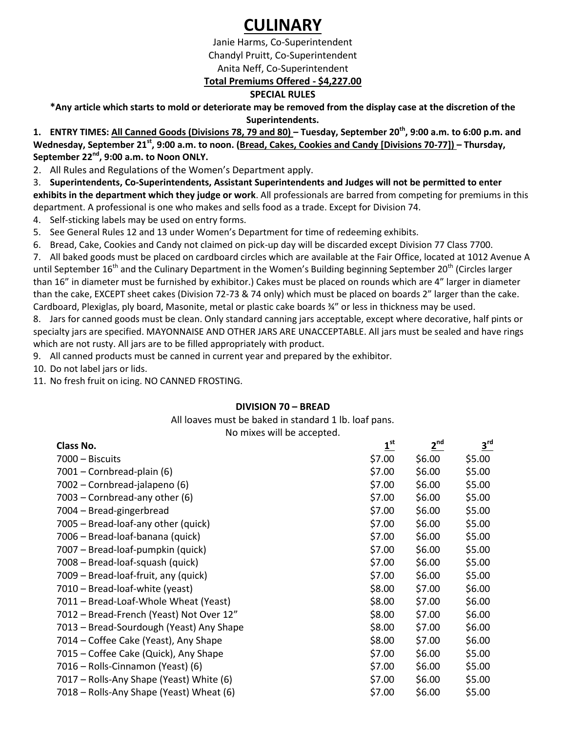# CULINARY

Janie Harms, Co-Superintendent
Chandyl Pruitt, Co-Superintendent
Anita Neff, Co-Superintendent

**Total Premiums Offered - $4,227.00**

**SPECIAL RULES**

**\*Any article which starts to mold or deteriorate may be removed from the display case at the discretion of the Superintendents.**

1. **ENTRY TIMES: All Canned Goods (Divisions 78, 79 and 80) – Tuesday, September 20th, 9:00 a.m. to 6:00 p.m. and Wednesday, September 21st, 9:00 a.m. to noon. (Bread, Cakes, Cookies and Candy [Divisions 70-77]) – Thursday, September 22nd, 9:00 a.m. to Noon ONLY.**
2. All Rules and Regulations of the Women's Department apply.
3. **Superintendents, Co-Superintendents, Assistant Superintendents and Judges will not be permitted to enter exhibits in the department which they judge or work**. All professionals are barred from competing for premiums in this department. A professional is one who makes and sells food as a trade. Except for Division 74.
4. Self-sticking labels may be used on entry forms.
5. See General Rules 12 and 13 under Women's Department for time of redeeming exhibits.
6. Bread, Cake, Cookies and Candy not claimed on pick-up day will be discarded except Division 77 Class 7700.
7. All baked goods must be placed on cardboard circles which are available at the Fair Office, located at 1012 Avenue A until September 16th and the Culinary Department in the Women's Building beginning September 20th (Circles larger than 16" in diameter must be furnished by exhibitor.) Cakes must be placed on rounds which are 4" larger in diameter than the cake, EXCEPT sheet cakes (Division 72-73 & 74 only) which must be placed on boards 2" larger than the cake. Cardboard, Plexiglas, ply board, Masonite, metal or plastic cake boards ¾" or less in thickness may be used.
8. Jars for canned goods must be clean. Only standard canning jars acceptable, except where decorative, half pints or specialty jars are specified. MAYONNAISE AND OTHER JARS ARE UNACCEPTABLE. All jars must be sealed and have rings which are not rusty. All jars are to be filled appropriately with product.
9. All canned products must be canned in current year and prepared by the exhibitor.
10. Do not label jars or lids.
11. No fresh fruit on icing. NO CANNED FROSTING.

**DIVISION 70 – BREAD**

All loaves must be baked in standard 1 lb. loaf pans.
No mixes will be accepted.

| Class No. | 1st | 2nd | 3rd |
|---|---|---|---|
| 7000 – Biscuits | $7.00 | $6.00 | $5.00 |
| 7001 – Cornbread-plain (6) | $7.00 | $6.00 | $5.00 |
| 7002 – Cornbread-jalapeno (6) | $7.00 | $6.00 | $5.00 |
| 7003 – Cornbread-any other (6) | $7.00 | $6.00 | $5.00 |
| 7004 – Bread-gingerbread | $7.00 | $6.00 | $5.00 |
| 7005 – Bread-loaf-any other (quick) | $7.00 | $6.00 | $5.00 |
| 7006 – Bread-loaf-banana (quick) | $7.00 | $6.00 | $5.00 |
| 7007 – Bread-loaf-pumpkin (quick) | $7.00 | $6.00 | $5.00 |
| 7008 – Bread-loaf-squash (quick) | $7.00 | $6.00 | $5.00 |
| 7009 – Bread-loaf-fruit, any (quick) | $7.00 | $6.00 | $5.00 |
| 7010 – Bread-loaf-white (yeast) | $8.00 | $7.00 | $6.00 |
| 7011 – Bread-Loaf-Whole Wheat (Yeast) | $8.00 | $7.00 | $6.00 |
| 7012 – Bread-French (Yeast) Not Over 12" | $8.00 | $7.00 | $6.00 |
| 7013 – Bread-Sourdough (Yeast) Any Shape | $8.00 | $7.00 | $6.00 |
| 7014 – Coffee Cake (Yeast), Any Shape | $8.00 | $7.00 | $6.00 |
| 7015 – Coffee Cake (Quick), Any Shape | $7.00 | $6.00 | $5.00 |
| 7016 – Rolls-Cinnamon (Yeast) (6) | $7.00 | $6.00 | $5.00 |
| 7017 – Rolls-Any Shape (Yeast) White (6) | $7.00 | $6.00 | $5.00 |
| 7018 – Rolls-Any Shape (Yeast) Wheat (6) | $7.00 | $6.00 | $5.00 |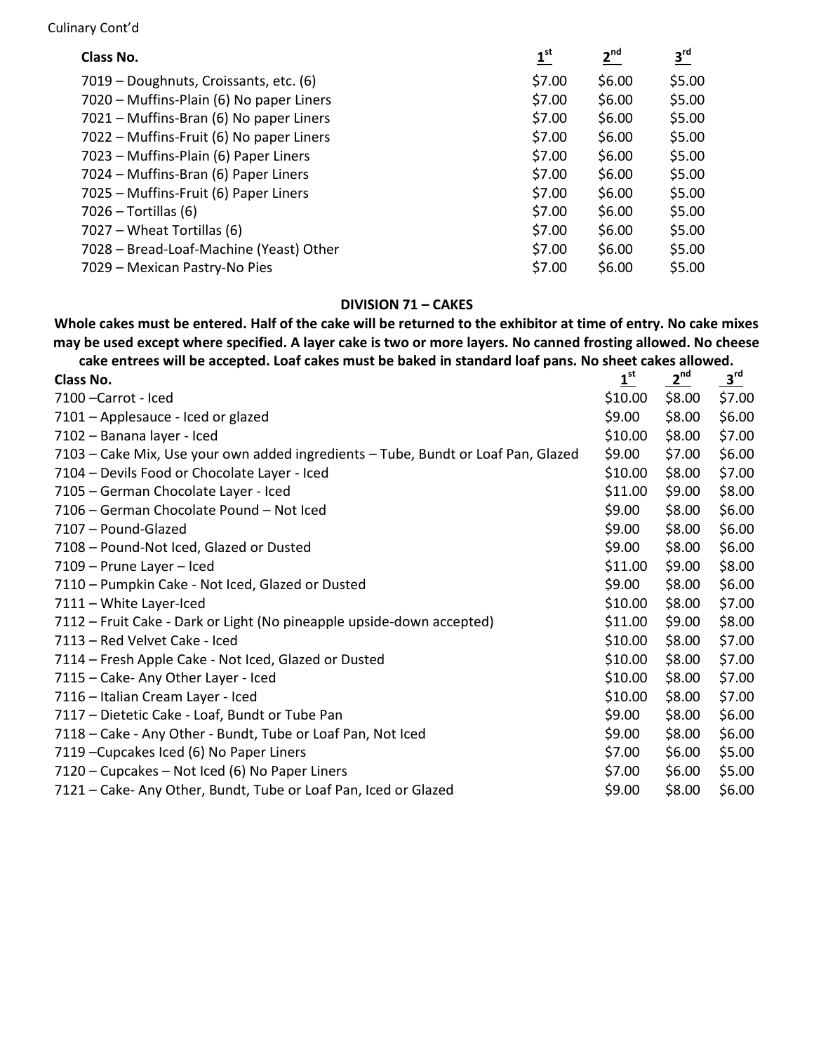Culinary Cont'd

| Class No. | 1st | 2nd | 3rd |
|---|---|---|---|
| 7019 – Doughnuts, Croissants, etc. (6) | $7.00 | $6.00 | $5.00 |
| 7020 – Muffins-Plain (6) No paper Liners | $7.00 | $6.00 | $5.00 |
| 7021 – Muffins-Bran (6) No paper Liners | $7.00 | $6.00 | $5.00 |
| 7022 – Muffins-Fruit (6) No paper Liners | $7.00 | $6.00 | $5.00 |
| 7023 – Muffins-Plain (6) Paper Liners | $7.00 | $6.00 | $5.00 |
| 7024 – Muffins-Bran (6) Paper Liners | $7.00 | $6.00 | $5.00 |
| 7025 – Muffins-Fruit (6) Paper Liners | $7.00 | $6.00 | $5.00 |
| 7026 – Tortillas (6) | $7.00 | $6.00 | $5.00 |
| 7027 – Wheat Tortillas (6) | $7.00 | $6.00 | $5.00 |
| 7028 – Bread-Loaf-Machine (Yeast) Other | $7.00 | $6.00 | $5.00 |
| 7029 – Mexican Pastry-No Pies | $7.00 | $6.00 | $5.00 |

## DIVISION 71 – CAKES

**Whole cakes must be entered. Half of the cake will be returned to the exhibitor at time of entry. No cake mixes may be used except where specified. A layer cake is two or more layers. No canned frosting allowed. No cheese cake entrees will be accepted. Loaf cakes must be baked in standard loaf pans. No sheet cakes allowed.**

| Class No. | 1st | 2nd | 3rd |
|---|---|---|---|
| 7100 –Carrot - Iced | $10.00 | $8.00 | $7.00 |
| 7101 – Applesauce - Iced or glazed | $9.00 | $8.00 | $6.00 |
| 7102 – Banana layer - Iced | $10.00 | $8.00 | $7.00 |
| 7103 – Cake Mix, Use your own added ingredients – Tube, Bundt or Loaf Pan, Glazed | $9.00 | $7.00 | $6.00 |
| 7104 – Devils Food or Chocolate Layer - Iced | $10.00 | $8.00 | $7.00 |
| 7105 – German Chocolate Layer - Iced | $11.00 | $9.00 | $8.00 |
| 7106 – German Chocolate Pound – Not Iced | $9.00 | $8.00 | $6.00 |
| 7107 – Pound-Glazed | $9.00 | $8.00 | $6.00 |
| 7108 – Pound-Not Iced, Glazed or Dusted | $9.00 | $8.00 | $6.00 |
| 7109 – Prune Layer – Iced | $11.00 | $9.00 | $8.00 |
| 7110 – Pumpkin Cake - Not Iced, Glazed or Dusted | $9.00 | $8.00 | $6.00 |
| 7111 – White Layer-Iced | $10.00 | $8.00 | $7.00 |
| 7112 – Fruit Cake - Dark or Light (No pineapple upside-down accepted) | $11.00 | $9.00 | $8.00 |
| 7113 – Red Velvet Cake - Iced | $10.00 | $8.00 | $7.00 |
| 7114 – Fresh Apple Cake - Not Iced, Glazed or Dusted | $10.00 | $8.00 | $7.00 |
| 7115 – Cake- Any Other Layer - Iced | $10.00 | $8.00 | $7.00 |
| 7116 – Italian Cream Layer - Iced | $10.00 | $8.00 | $7.00 |
| 7117 – Dietetic Cake - Loaf, Bundt or Tube Pan | $9.00 | $8.00 | $6.00 |
| 7118 – Cake - Any Other - Bundt, Tube or Loaf Pan, Not Iced | $9.00 | $8.00 | $6.00 |
| 7119 –Cupcakes Iced (6) No Paper Liners | $7.00 | $6.00 | $5.00 |
| 7120 – Cupcakes – Not Iced (6) No Paper Liners | $7.00 | $6.00 | $5.00 |
| 7121 – Cake- Any Other, Bundt, Tube or Loaf Pan, Iced or Glazed | $9.00 | $8.00 | $6.00 |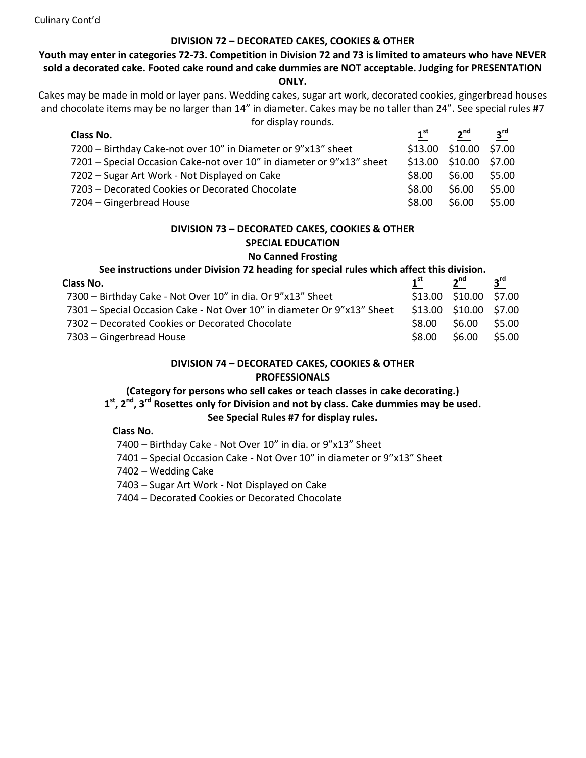Culinary Cont'd

## DIVISION 72 – DECORATED CAKES, COOKIES & OTHER

**Youth may enter in categories 72-73. Competition in Division 72 and 73 is limited to amateurs who have NEVER sold a decorated cake. Footed cake round and cake dummies are NOT acceptable. Judging for PRESENTATION ONLY.**

Cakes may be made in mold or layer pans. Wedding cakes, sugar art work, decorated cookies, gingerbread houses and chocolate items may be no larger than 14" in diameter. Cakes may be no taller than 24". See special rules #7 for display rounds.

| Class No. | 1st | 2nd | 3rd |
|---|---|---|---|
| 7200 – Birthday Cake-not over 10" in Diameter or 9"x13" sheet | $13.00 | $10.00 | $7.00 |
| 7201 – Special Occasion Cake-not over 10" in diameter or 9"x13" sheet | $13.00 | $10.00 | $7.00 |
| 7202 – Sugar Art Work - Not Displayed on Cake | $8.00 | $6.00 | $5.00 |
| 7203 – Decorated Cookies or Decorated Chocolate | $8.00 | $6.00 | $5.00 |
| 7204 – Gingerbread House | $8.00 | $6.00 | $5.00 |

## DIVISION 73 – DECORATED CAKES, COOKIES & OTHER

### SPECIAL EDUCATION

**No Canned Frosting**

**See instructions under Division 72 heading for special rules which affect this division.**

| Class No. | 1st | 2nd | 3rd |
|---|---|---|---|
| 7300 – Birthday Cake - Not Over 10" in dia. Or 9"x13" Sheet | $13.00 | $10.00 | $7.00 |
| 7301 – Special Occasion Cake - Not Over 10" in diameter Or 9"x13" Sheet | $13.00 | $10.00 | $7.00 |
| 7302 – Decorated Cookies or Decorated Chocolate | $8.00 | $6.00 | $5.00 |
| 7303 – Gingerbread House | $8.00 | $6.00 | $5.00 |

## DIVISION 74 – DECORATED CAKES, COOKIES & OTHER

### PROFESSIONALS

**(Category for persons who sell cakes or teach classes in cake decorating.)**

**1st, 2nd, 3rd Rosettes only for Division and not by class. Cake dummies may be used.**

**See Special Rules #7 for display rules.**

**Class No.**

7400 – Birthday Cake - Not Over 10" in dia. or 9"x13" Sheet

7401 – Special Occasion Cake - Not Over 10" in diameter or 9"x13" Sheet

7402 – Wedding Cake

7403 – Sugar Art Work - Not Displayed on Cake

7404 – Decorated Cookies or Decorated Chocolate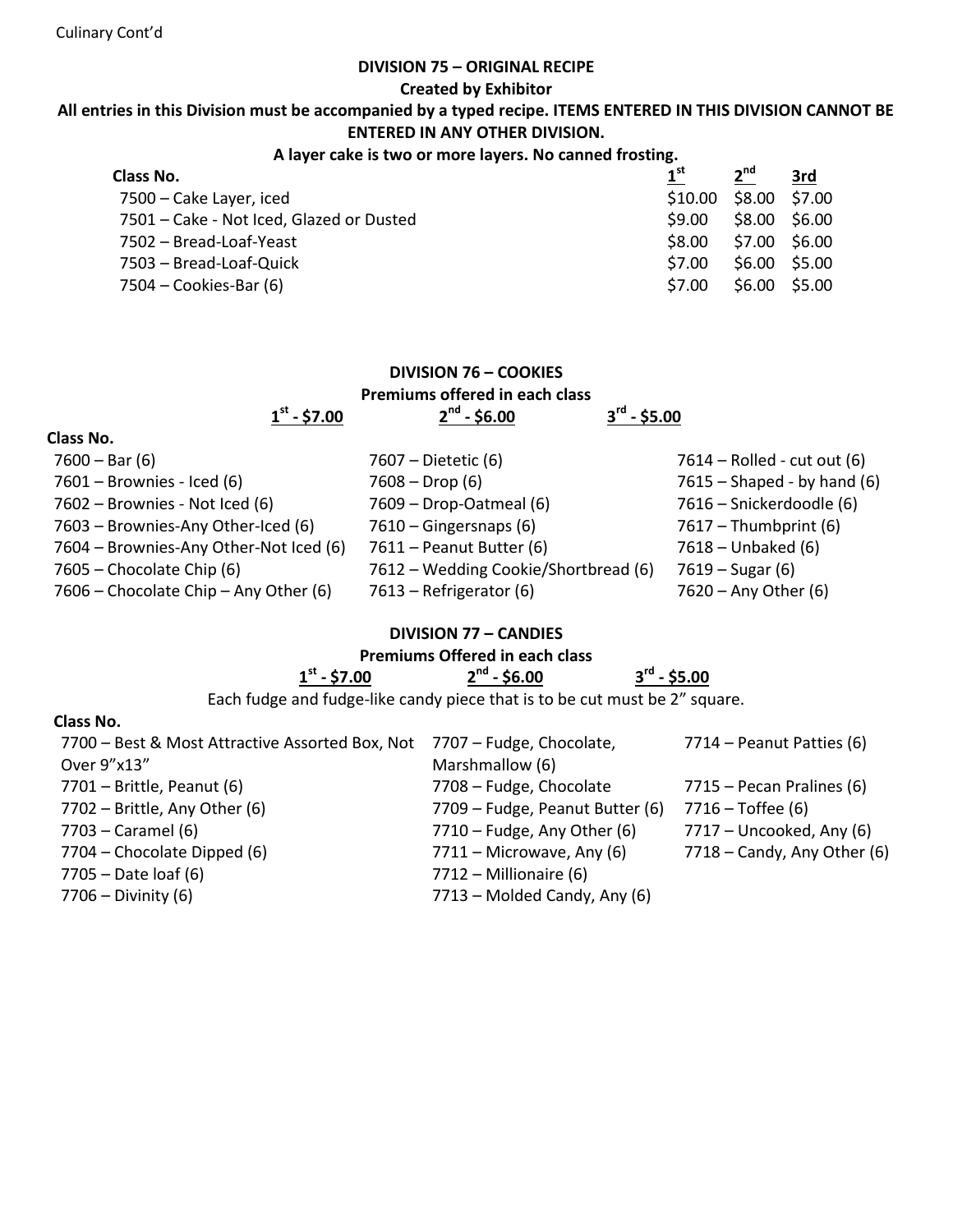Culinary Cont'd

## DIVISION 75 – ORIGINAL RECIPE

**Created by Exhibitor**

**All entries in this Division must be accompanied by a typed recipe. ITEMS ENTERED IN THIS DIVISION CANNOT BE ENTERED IN ANY OTHER DIVISION.**

**A layer cake is two or more layers. No canned frosting.**

| Class No. | 1st | 2nd | 3rd |
|---|---|---|---|
| 7500 – Cake Layer, iced | $10.00 | $8.00 | $7.00 |
| 7501 – Cake - Not Iced, Glazed or Dusted | $9.00 | $8.00 | $6.00 |
| 7502 – Bread-Loaf-Yeast | $8.00 | $7.00 | $6.00 |
| 7503 – Bread-Loaf-Quick | $7.00 | $6.00 | $5.00 |
| 7504 – Cookies-Bar (6) | $7.00 | $6.00 | $5.00 |

## DIVISION 76 – COOKIES

**Premiums offered in each class**

**1st - $7.00** **2nd - $6.00** **3rd - $5.00**

**Class No.**

- 7600 – Bar (6)
- 7601 – Brownies - Iced (6)
- 7602 – Brownies - Not Iced (6)
- 7603 – Brownies-Any Other-Iced (6)
- 7604 – Brownies-Any Other-Not Iced (6)
- 7605 – Chocolate Chip (6)
- 7606 – Chocolate Chip – Any Other (6)
- 7607 – Dietetic (6)
- 7608 – Drop (6)
- 7609 – Drop-Oatmeal (6)
- 7610 – Gingersnaps (6)
- 7611 – Peanut Butter (6)
- 7612 – Wedding Cookie/Shortbread (6)
- 7613 – Refrigerator (6)
- 7614 – Rolled - cut out (6)
- 7615 – Shaped - by hand (6)
- 7616 – Snickerdoodle (6)
- 7617 – Thumbprint (6)
- 7618 – Unbaked (6)
- 7619 – Sugar (6)
- 7620 – Any Other (6)

## DIVISION 77 – CANDIES

**Premiums Offered in each class**

**1st - $7.00** **2nd - $6.00** **3rd - $5.00**

Each fudge and fudge-like candy piece that is to be cut must be 2" square.

**Class No.**

- 7700 – Best & Most Attractive Assorted Box, Not Over 9"x13"
- 7701 – Brittle, Peanut (6)
- 7702 – Brittle, Any Other (6)
- 7703 – Caramel (6)
- 7704 – Chocolate Dipped (6)
- 7705 – Date loaf (6)
- 7706 – Divinity (6)
- 7707 – Fudge, Chocolate, Marshmallow (6)
- 7708 – Fudge, Chocolate
- 7709 – Fudge, Peanut Butter (6)
- 7710 – Fudge, Any Other (6)
- 7711 – Microwave, Any (6)
- 7712 – Millionaire (6)
- 7713 – Molded Candy, Any (6)
- 7714 – Peanut Patties (6)
- 7715 – Pecan Pralines (6)
- 7716 – Toffee (6)
- 7717 – Uncooked, Any (6)
- 7718 – Candy, Any Other (6)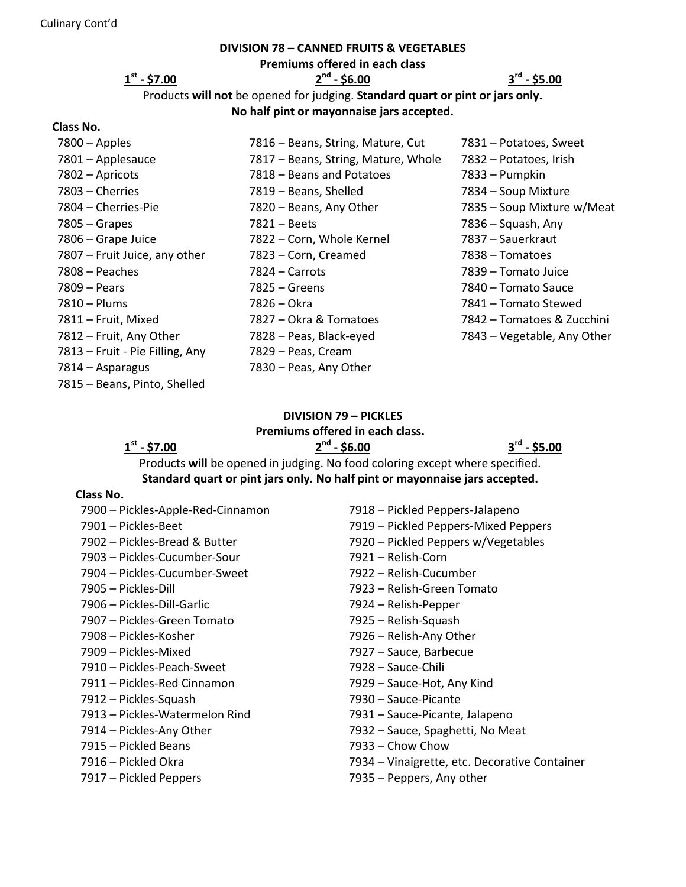Culinary Cont'd

## DIVISION 78 – CANNED FRUITS & VEGETABLES

**Premiums offered in each class**

**1st - $7.00** **2nd - $6.00** **3rd - $5.00**

Products **will not** be opened for judging. **Standard quart or pint or jars only. No half pint or mayonnaise jars accepted.**

**Class No.**

7800 – Apples
7801 – Applesauce
7802 – Apricots
7803 – Cherries
7804 – Cherries-Pie
7805 – Grapes
7806 – Grape Juice
7807 – Fruit Juice, any other
7808 – Peaches
7809 – Pears
7810 – Plums
7811 – Fruit, Mixed
7812 – Fruit, Any Other
7813 – Fruit - Pie Filling, Any
7814 – Asparagus
7815 – Beans, Pinto, Shelled
7816 – Beans, String, Mature, Cut
7817 – Beans, String, Mature, Whole
7818 – Beans and Potatoes
7819 – Beans, Shelled
7820 – Beans, Any Other
7821 – Beets
7822 – Corn, Whole Kernel
7823 – Corn, Creamed
7824 – Carrots
7825 – Greens
7826 – Okra
7827 – Okra & Tomatoes
7828 – Peas, Black-eyed
7829 – Peas, Cream
7830 – Peas, Any Other
7831 – Potatoes, Sweet
7832 – Potatoes, Irish
7833 – Pumpkin
7834 – Soup Mixture
7835 – Soup Mixture w/Meat
7836 – Squash, Any
7837 – Sauerkraut
7838 – Tomatoes
7839 – Tomato Juice
7840 – Tomato Sauce
7841 – Tomato Stewed
7842 – Tomatoes & Zucchini
7843 – Vegetable, Any Other

## DIVISION 79 – PICKLES

**Premiums offered in each class.**

**1st - $7.00** **2nd - $6.00** **3rd - $5.00**

Products **will** be opened in judging. No food coloring except where specified. **Standard quart or pint jars only. No half pint or mayonnaise jars accepted.**

**Class No.**

7900 – Pickles-Apple-Red-Cinnamon
7901 – Pickles-Beet
7902 – Pickles-Bread & Butter
7903 – Pickles-Cucumber-Sour
7904 – Pickles-Cucumber-Sweet
7905 – Pickles-Dill
7906 – Pickles-Dill-Garlic
7907 – Pickles-Green Tomato
7908 – Pickles-Kosher
7909 – Pickles-Mixed
7910 – Pickles-Peach-Sweet
7911 – Pickles-Red Cinnamon
7912 – Pickles-Squash
7913 – Pickles-Watermelon Rind
7914 – Pickles-Any Other
7915 – Pickled Beans
7916 – Pickled Okra
7917 – Pickled Peppers
7918 – Pickled Peppers-Jalapeno
7919 – Pickled Peppers-Mixed Peppers
7920 – Pickled Peppers w/Vegetables
7921 – Relish-Corn
7922 – Relish-Cucumber
7923 – Relish-Green Tomato
7924 – Relish-Pepper
7925 – Relish-Squash
7926 – Relish-Any Other
7927 – Sauce, Barbecue
7928 – Sauce-Chili
7929 – Sauce-Hot, Any Kind
7930 – Sauce-Picante
7931 – Sauce-Picante, Jalapeno
7932 – Sauce, Spaghetti, No Meat
7933 – Chow Chow
7934 – Vinaigrette, etc. Decorative Container
7935 – Peppers, Any other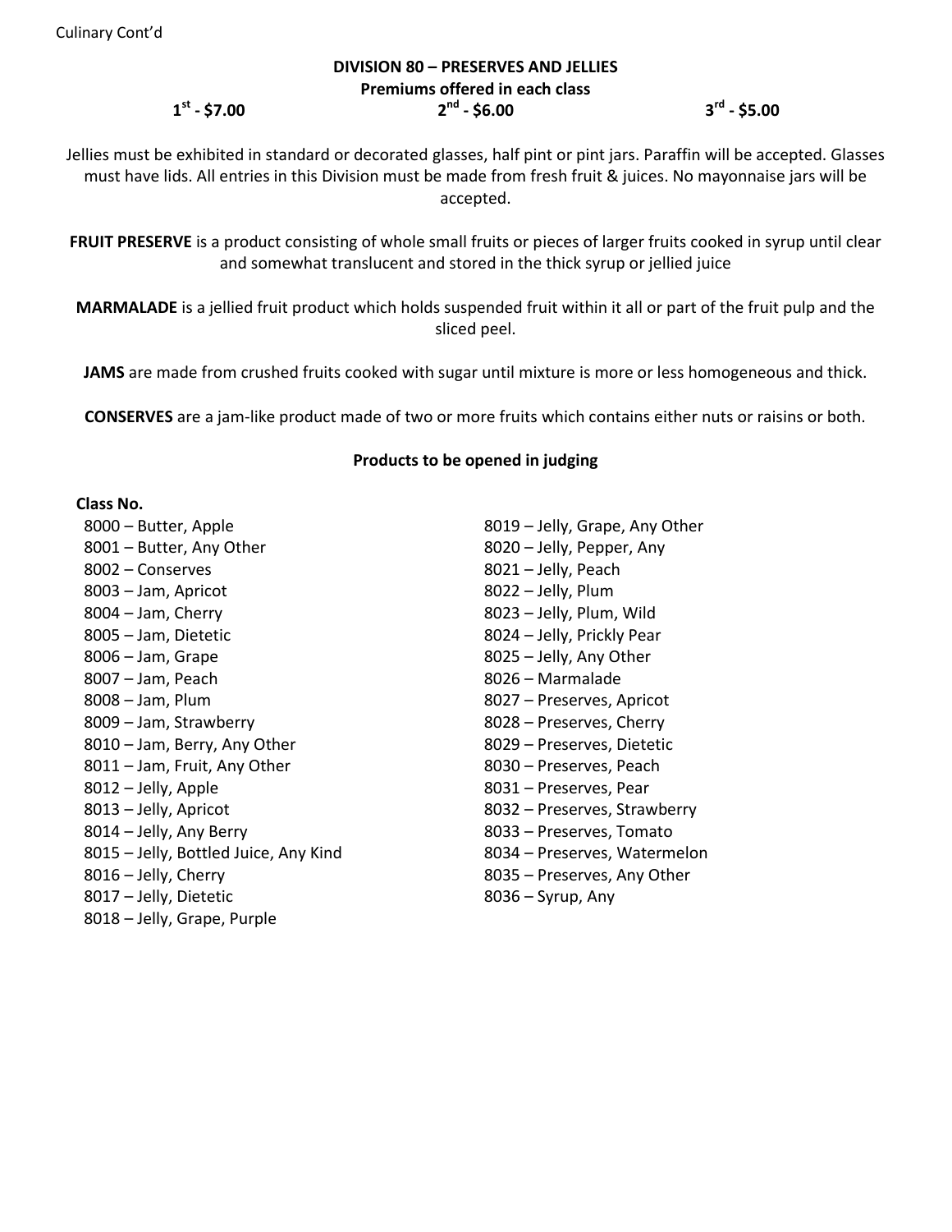Culinary Cont'd

## DIVISION 80 – PRESERVES AND JELLIES

**Premiums offered in each class**

**1st - $7.00** **2nd - $6.00** **3rd - $5.00**

Jellies must be exhibited in standard or decorated glasses, half pint or pint jars. Paraffin will be accepted. Glasses must have lids. All entries in this Division must be made from fresh fruit & juices. No mayonnaise jars will be accepted.

**FRUIT PRESERVE** is a product consisting of whole small fruits or pieces of larger fruits cooked in syrup until clear and somewhat translucent and stored in the thick syrup or jellied juice

**MARMALADE** is a jellied fruit product which holds suspended fruit within it all or part of the fruit pulp and the sliced peel.

**JAMS** are made from crushed fruits cooked with sugar until mixture is more or less homogeneous and thick.

**CONSERVES** are a jam-like product made of two or more fruits which contains either nuts or raisins or both.

**Products to be opened in judging**

**Class No.**

- 8000 – Butter, Apple
- 8001 – Butter, Any Other
- 8002 – Conserves
- 8003 – Jam, Apricot
- 8004 – Jam, Cherry
- 8005 – Jam, Dietetic
- 8006 – Jam, Grape
- 8007 – Jam, Peach
- 8008 – Jam, Plum
- 8009 – Jam, Strawberry
- 8010 – Jam, Berry, Any Other
- 8011 – Jam, Fruit, Any Other
- 8012 – Jelly, Apple
- 8013 – Jelly, Apricot
- 8014 – Jelly, Any Berry
- 8015 – Jelly, Bottled Juice, Any Kind
- 8016 – Jelly, Cherry
- 8017 – Jelly, Dietetic
- 8018 – Jelly, Grape, Purple
- 8019 – Jelly, Grape, Any Other
- 8020 – Jelly, Pepper, Any
- 8021 – Jelly, Peach
- 8022 – Jelly, Plum
- 8023 – Jelly, Plum, Wild
- 8024 – Jelly, Prickly Pear
- 8025 – Jelly, Any Other
- 8026 – Marmalade
- 8027 – Preserves, Apricot
- 8028 – Preserves, Cherry
- 8029 – Preserves, Dietetic
- 8030 – Preserves, Peach
- 8031 – Preserves, Pear
- 8032 – Preserves, Strawberry
- 8033 – Preserves, Tomato
- 8034 – Preserves, Watermelon
- 8035 – Preserves, Any Other
- 8036 – Syrup, Any